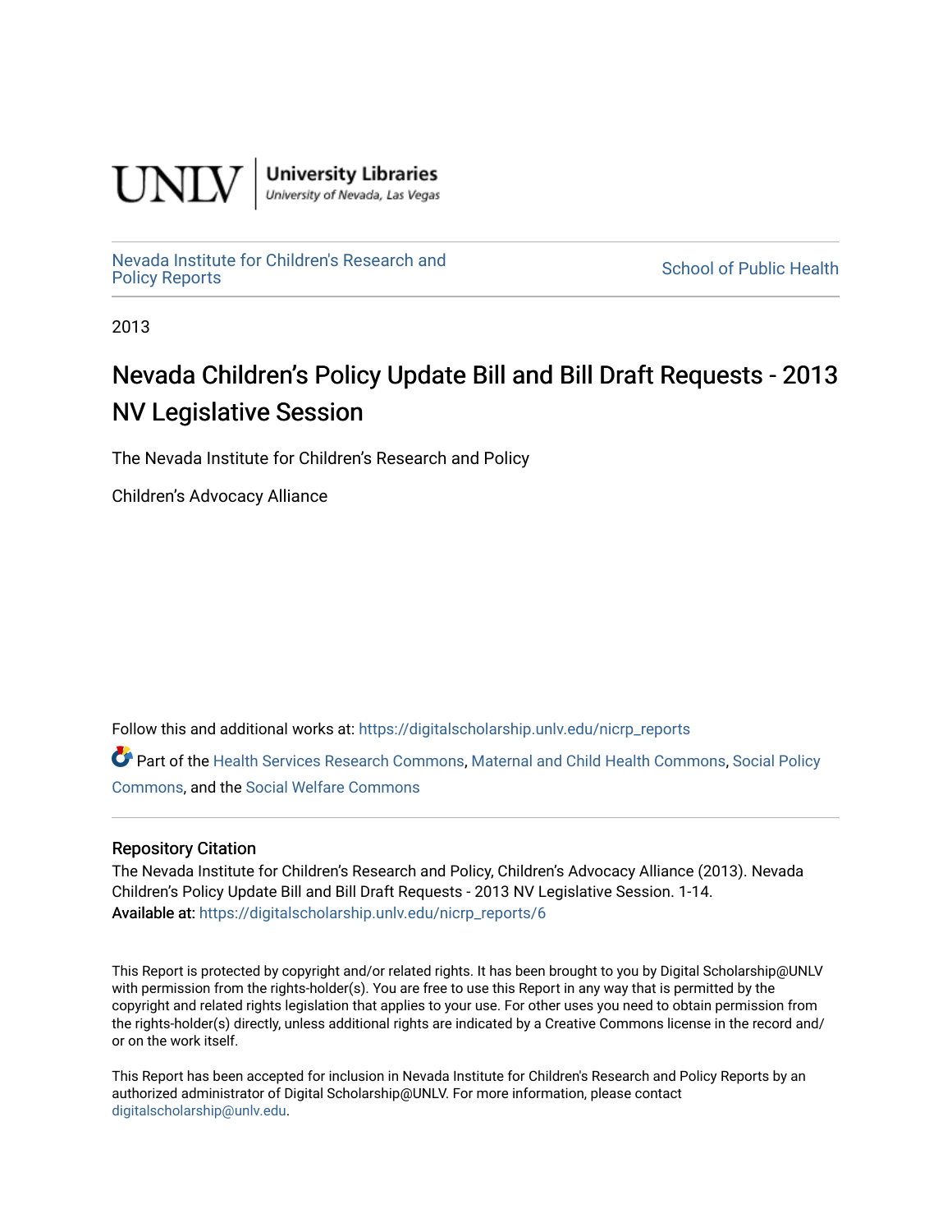UNLV | University Libraries
University of Nevada, Las Vegas

Nevada Institute for Children's Research and Policy Reports

School of Public Health

2013

# Nevada Children's Policy Update Bill and Bill Draft Requests - 2013 NV Legislative Session

The Nevada Institute for Children's Research and Policy

Children's Advocacy Alliance

Follow this and additional works at: https://digitalscholarship.unlv.edu/nicrp_reports

Part of the Health Services Research Commons, Maternal and Child Health Commons, Social Policy Commons, and the Social Welfare Commons

## Repository Citation

The Nevada Institute for Children's Research and Policy, Children's Advocacy Alliance (2013). Nevada Children's Policy Update Bill and Bill Draft Requests - 2013 NV Legislative Session. 1-14.
Available at: https://digitalscholarship.unlv.edu/nicrp_reports/6

This Report is protected by copyright and/or related rights. It has been brought to you by Digital Scholarship@UNLV with permission from the rights-holder(s). You are free to use this Report in any way that is permitted by the copyright and related rights legislation that applies to your use. For other uses you need to obtain permission from the rights-holder(s) directly, unless additional rights are indicated by a Creative Commons license in the record and/or on the work itself.

This Report has been accepted for inclusion in Nevada Institute for Children's Research and Policy Reports by an authorized administrator of Digital Scholarship@UNLV. For more information, please contact digitalscholarship@unlv.edu.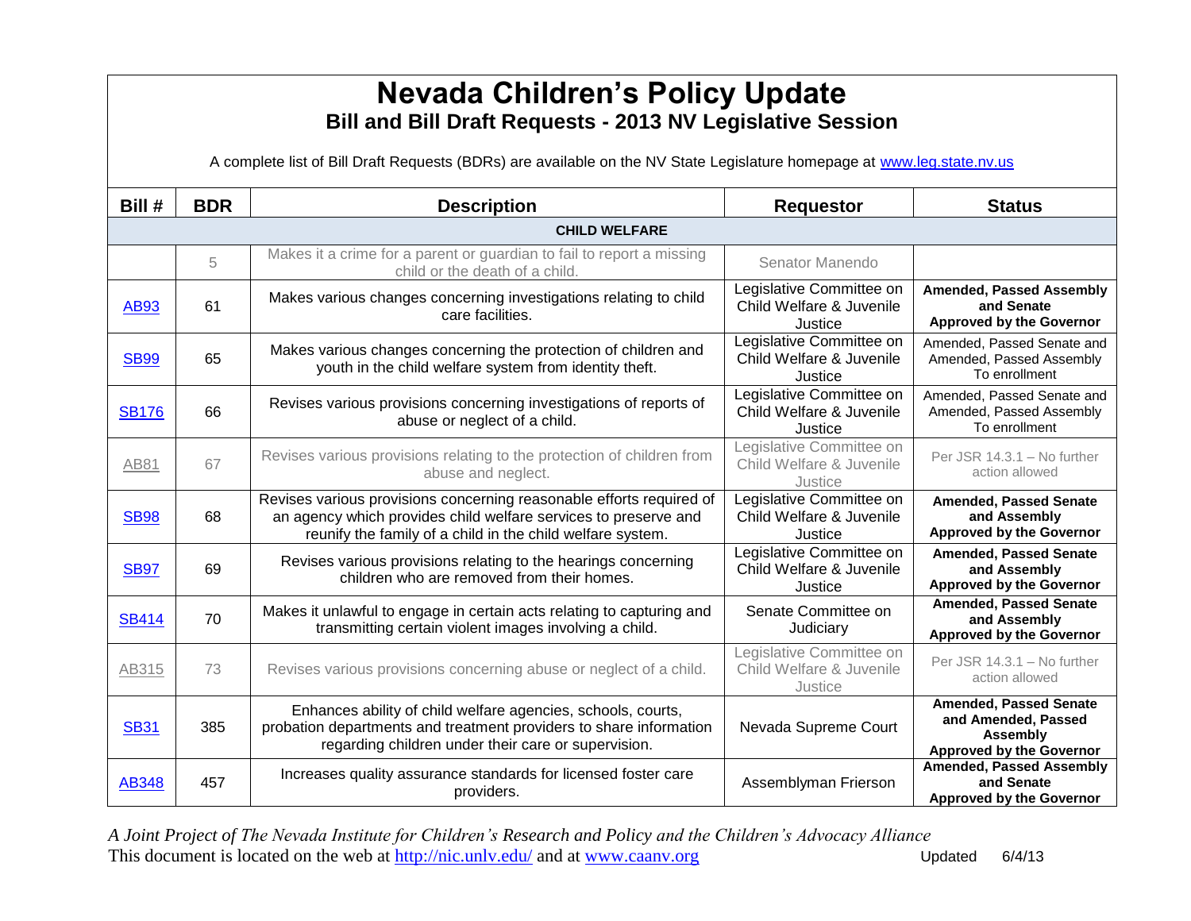# Nevada Children's Policy Update

## Bill and Bill Draft Requests - 2013 NV Legislative Session

A complete list of Bill Draft Requests (BDRs) are available on the NV State Legislature homepage at www.leg.state.nv.us

| Bill # | BDR | Description | Requestor | Status |
|---|---|---|---|---|
| **CHILD WELFARE** | | | | |
| | 5 | Makes it a crime for a parent or guardian to fail to report a missing child or the death of a child. | Senator Manendo | |
| AB93 | 61 | Makes various changes concerning investigations relating to child care facilities. | Legislative Committee on Child Welfare & Juvenile Justice | **Amended, Passed Assembly and Senate Approved by the Governor** |
| SB99 | 65 | Makes various changes concerning the protection of children and youth in the child welfare system from identity theft. | Legislative Committee on Child Welfare & Juvenile Justice | Amended, Passed Senate and Amended, Passed Assembly To enrollment |
| SB176 | 66 | Revises various provisions concerning investigations of reports of abuse or neglect of a child. | Legislative Committee on Child Welfare & Juvenile Justice | Amended, Passed Senate and Amended, Passed Assembly To enrollment |
| AB81 | 67 | Revises various provisions relating to the protection of children from abuse and neglect. | Legislative Committee on Child Welfare & Juvenile Justice | Per JSR 14.3.1 – No further action allowed |
| SB98 | 68 | Revises various provisions concerning reasonable efforts required of an agency which provides child welfare services to preserve and reunify the family of a child in the child welfare system. | Legislative Committee on Child Welfare & Juvenile Justice | **Amended, Passed Senate and Assembly Approved by the Governor** |
| SB97 | 69 | Revises various provisions relating to the hearings concerning children who are removed from their homes. | Legislative Committee on Child Welfare & Juvenile Justice | **Amended, Passed Senate and Assembly Approved by the Governor** |
| SB414 | 70 | Makes it unlawful to engage in certain acts relating to capturing and transmitting certain violent images involving a child. | Senate Committee on Judiciary | **Amended, Passed Senate and Assembly Approved by the Governor** |
| AB315 | 73 | Revises various provisions concerning abuse or neglect of a child. | Legislative Committee on Child Welfare & Juvenile Justice | Per JSR 14.3.1 – No further action allowed |
| SB31 | 385 | Enhances ability of child welfare agencies, schools, courts, probation departments and treatment providers to share information regarding children under their care or supervision. | Nevada Supreme Court | **Amended, Passed Senate and Amended, Passed Assembly Approved by the Governor** |
| AB348 | 457 | Increases quality assurance standards for licensed foster care providers. | Assemblyman Frierson | **Amended, Passed Assembly and Senate Approved by the Governor** |

*A Joint Project of The Nevada Institute for Children's Research and Policy and the Children's Advocacy Alliance*
This document is located on the web at http://nic.unlv.edu/ and at www.caanv.org Updated 6/4/13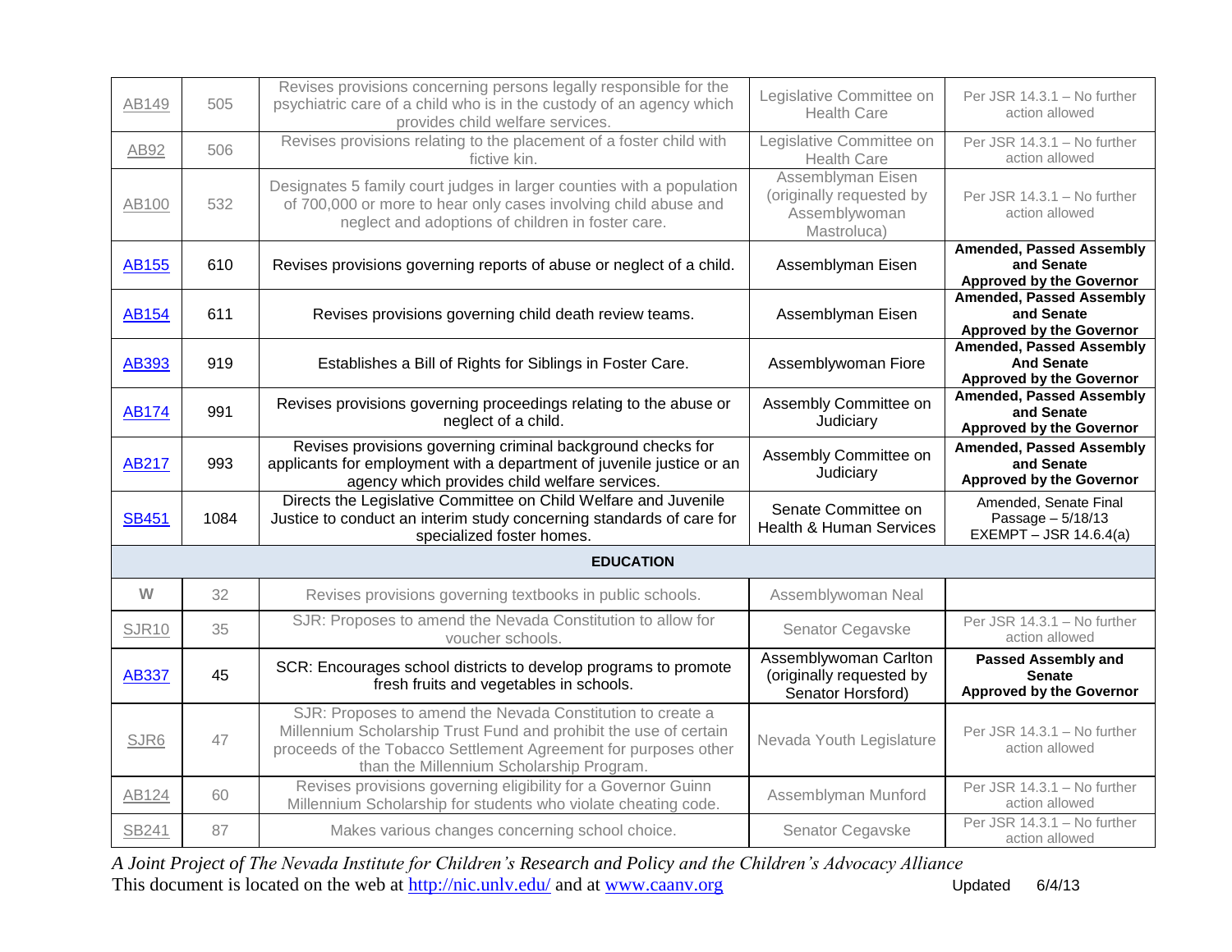| AB149 | 505 | Revises provisions concerning persons legally responsible for the psychiatric care of a child who is in the custody of an agency which provides child welfare services. | Legislative Committee on Health Care | Per JSR 14.3.1 – No further action allowed |
|---|---|---|---|---|
| AB92 | 506 | Revises provisions relating to the placement of a foster child with fictive kin. | Legislative Committee on Health Care | Per JSR 14.3.1 – No further action allowed |
| AB100 | 532 | Designates 5 family court judges in larger counties with a population of 700,000 or more to hear only cases involving child abuse and neglect and adoptions of children in foster care. | Assemblyman Eisen (originally requested by Assemblywoman Mastroluca) | Per JSR 14.3.1 – No further action allowed |
| AB155 | 610 | Revises provisions governing reports of abuse or neglect of a child. | Assemblyman Eisen | **Amended, Passed Assembly and Senate Approved by the Governor** |
| AB154 | 611 | Revises provisions governing child death review teams. | Assemblyman Eisen | **Amended, Passed Assembly and Senate Approved by the Governor** |
| AB393 | 919 | Establishes a Bill of Rights for Siblings in Foster Care. | Assemblywoman Fiore | **Amended, Passed Assembly And Senate Approved by the Governor** |
| AB174 | 991 | Revises provisions governing proceedings relating to the abuse or neglect of a child. | Assembly Committee on Judiciary | **Amended, Passed Assembly and Senate Approved by the Governor** |
| AB217 | 993 | Revises provisions governing criminal background checks for applicants for employment with a department of juvenile justice or an agency which provides child welfare services. | Assembly Committee on Judiciary | **Amended, Passed Assembly and Senate Approved by the Governor** |
| SB451 | 1084 | Directs the Legislative Committee on Child Welfare and Juvenile Justice to conduct an interim study concerning standards of care for specialized foster homes. | Senate Committee on Health & Human Services | Amended, Senate Final Passage – 5/18/13 EXEMPT – JSR 14.6.4(a) |
| | | **EDUCATION** | | |
| W | 32 | Revises provisions governing textbooks in public schools. | Assemblywoman Neal | |
| SJR10 | 35 | SJR: Proposes to amend the Nevada Constitution to allow for voucher schools. | Senator Cegavske | Per JSR 14.3.1 – No further action allowed |
| AB337 | 45 | SCR: Encourages school districts to develop programs to promote fresh fruits and vegetables in schools. | Assemblywoman Carlton (originally requested by Senator Horsford) | **Passed Assembly and Senate Approved by the Governor** |
| SJR6 | 47 | SJR: Proposes to amend the Nevada Constitution to create a Millennium Scholarship Trust Fund and prohibit the use of certain proceeds of the Tobacco Settlement Agreement for purposes other than the Millennium Scholarship Program. | Nevada Youth Legislature | Per JSR 14.3.1 – No further action allowed |
| AB124 | 60 | Revises provisions governing eligibility for a Governor Guinn Millennium Scholarship for students who violate cheating code. | Assemblyman Munford | Per JSR 14.3.1 – No further action allowed |
| SB241 | 87 | Makes various changes concerning school choice. | Senator Cegavske | Per JSR 14.3.1 – No further action allowed |

*A Joint Project of The Nevada Institute for Children's Research and Policy and the Children's Advocacy Alliance*

This document is located on the web at http://nic.unlv.edu/ and at www.caanv.org Updated 6/4/13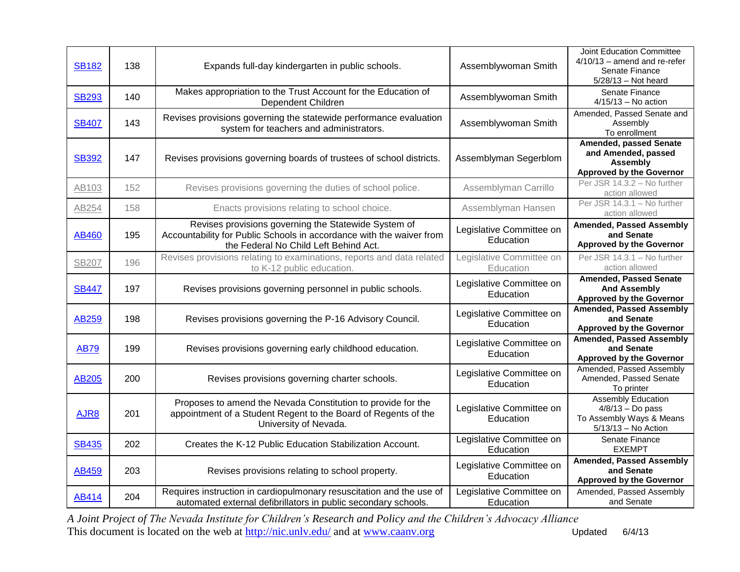| SB182 | 138 | Expands full-day kindergarten in public schools. | Assemblywoman Smith | Joint Education Committee 4/10/13 – amend and re-refer Senate Finance 5/28/13 – Not heard |
|---|---|---|---|---|
| SB293 | 140 | Makes appropriation to the Trust Account for the Education of Dependent Children | Assemblywoman Smith | Senate Finance 4/15/13 – No action |
| SB407 | 143 | Revises provisions governing the statewide performance evaluation system for teachers and administrators. | Assemblywoman Smith | Amended, Passed Senate and Assembly To enrollment |
| SB392 | 147 | Revises provisions governing boards of trustees of school districts. | Assemblyman Segerblom | **Amended, passed Senate and Amended, passed Assembly Approved by the Governor** |
| AB103 | 152 | Revises provisions governing the duties of school police. | Assemblyman Carrillo | Per JSR 14.3.2 – No further action allowed |
| AB254 | 158 | Enacts provisions relating to school choice. | Assemblyman Hansen | Per JSR 14.3.1 – No further action allowed |
| AB460 | 195 | Revises provisions governing the Statewide System of Accountability for Public Schools in accordance with the waiver from the Federal No Child Left Behind Act. | Legislative Committee on Education | **Amended, Passed Assembly and Senate Approved by the Governor** |
| SB207 | 196 | Revises provisions relating to examinations, reports and data related to K-12 public education. | Legislative Committee on Education | Per JSR 14.3.1 – No further action allowed |
| SB447 | 197 | Revises provisions governing personnel in public schools. | Legislative Committee on Education | **Amended, Passed Senate And Assembly Approved by the Governor** |
| AB259 | 198 | Revises provisions governing the P-16 Advisory Council. | Legislative Committee on Education | **Amended, Passed Assembly and Senate Approved by the Governor** |
| AB79 | 199 | Revises provisions governing early childhood education. | Legislative Committee on Education | **Amended, Passed Assembly and Senate Approved by the Governor** |
| AB205 | 200 | Revises provisions governing charter schools. | Legislative Committee on Education | Amended, Passed Assembly Amended, Passed Senate To printer |
| AJR8 | 201 | Proposes to amend the Nevada Constitution to provide for the appointment of a Student Regent to the Board of Regents of the University of Nevada. | Legislative Committee on Education | Assembly Education 4/8/13 – Do pass To Assembly Ways & Means 5/13/13 – No Action |
| SB435 | 202 | Creates the K-12 Public Education Stabilization Account. | Legislative Committee on Education | Senate Finance EXEMPT |
| AB459 | 203 | Revises provisions relating to school property. | Legislative Committee on Education | **Amended, Passed Assembly and Senate Approved by the Governor** |
| AB414 | 204 | Requires instruction in cardiopulmonary resuscitation and the use of automated external defibrillators in public secondary schools. | Legislative Committee on Education | Amended, Passed Assembly and Senate |

*A Joint Project of The Nevada Institute for Children's Research and Policy and the Children's Advocacy Alliance*

This document is located on the web at http://nic.unlv.edu/ and at www.caanv.org Updated 6/4/13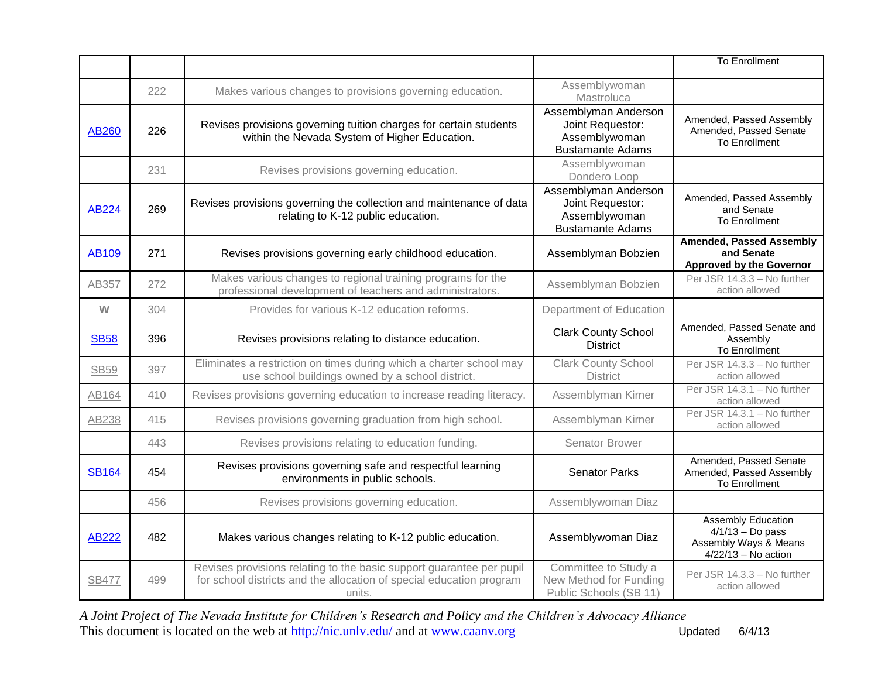| | | | | To Enrollment |
|---|---|---|---|---|
| | 222 | Makes various changes to provisions governing education. | Assemblywoman Mastroluca | |
| AB260 | 226 | Revises provisions governing tuition charges for certain students within the Nevada System of Higher Education. | Assemblyman Anderson Joint Requestor: Assemblywoman Bustamante Adams | Amended, Passed Assembly Amended, Passed Senate To Enrollment |
| | 231 | Revises provisions governing education. | Assemblywoman Dondero Loop | |
| AB224 | 269 | Revises provisions governing the collection and maintenance of data relating to K-12 public education. | Assemblyman Anderson Joint Requestor: Assemblywoman Bustamante Adams | Amended, Passed Assembly and Senate To Enrollment |
| AB109 | 271 | Revises provisions governing early childhood education. | Assemblyman Bobzien | **Amended, Passed Assembly and Senate Approved by the Governor** |
| AB357 | 272 | Makes various changes to regional training programs for the professional development of teachers and administrators. | Assemblyman Bobzien | Per JSR 14.3.3 – No further action allowed |
| W | 304 | Provides for various K-12 education reforms. | Department of Education | |
| SB58 | 396 | Revises provisions relating to distance education. | Clark County School District | Amended, Passed Senate and Assembly To Enrollment |
| SB59 | 397 | Eliminates a restriction on times during which a charter school may use school buildings owned by a school district. | Clark County School District | Per JSR 14.3.3 – No further action allowed |
| AB164 | 410 | Revises provisions governing education to increase reading literacy. | Assemblyman Kirner | Per JSR 14.3.1 – No further action allowed |
| AB238 | 415 | Revises provisions governing graduation from high school. | Assemblyman Kirner | Per JSR 14.3.1 – No further action allowed |
| | 443 | Revises provisions relating to education funding. | Senator Brower | |
| SB164 | 454 | Revises provisions governing safe and respectful learning environments in public schools. | Senator Parks | Amended, Passed Senate Amended, Passed Assembly To Enrollment |
| | 456 | Revises provisions governing education. | Assemblywoman Diaz | |
| AB222 | 482 | Makes various changes relating to K-12 public education. | Assemblywoman Diaz | Assembly Education 4/1/13 – Do pass Assembly Ways & Means 4/22/13 – No action |
| SB477 | 499 | Revises provisions relating to the basic support guarantee per pupil for school districts and the allocation of special education program units. | Committee to Study a New Method for Funding Public Schools (SB 11) | Per JSR 14.3.3 – No further action allowed |

*A Joint Project of The Nevada Institute for Children's Research and Policy and the Children's Advocacy Alliance*
This document is located on the web at http://nic.unlv.edu/ and at www.caanv.org Updated 6/4/13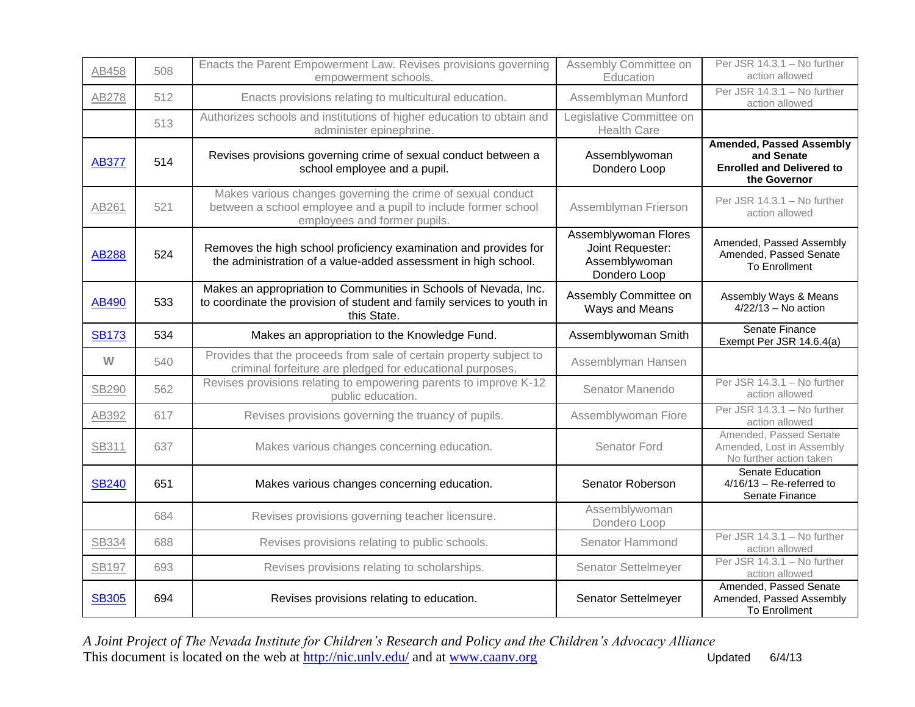| | | | | |
|---|---|---|---|---|
| AB458 | 508 | Enacts the Parent Empowerment Law. Revises provisions governing empowerment schools. | Assembly Committee on Education | Per JSR 14.3.1 – No further action allowed |
| AB278 | 512 | Enacts provisions relating to multicultural education. | Assemblyman Munford | Per JSR 14.3.1 – No further action allowed |
| | 513 | Authorizes schools and institutions of higher education to obtain and administer epinephrine. | Legislative Committee on Health Care | |
| AB377 | 514 | Revises provisions governing crime of sexual conduct between a school employee and a pupil. | Assemblywoman Dondero Loop | **Amended, Passed Assembly and Senate Enrolled and Delivered to the Governor** |
| AB261 | 521 | Makes various changes governing the crime of sexual conduct between a school employee and a pupil to include former school employees and former pupils. | Assemblyman Frierson | Per JSR 14.3.1 – No further action allowed |
| AB288 | 524 | Removes the high school proficiency examination and provides for the administration of a value-added assessment in high school. | Assemblywoman Flores Joint Requester: Assemblywoman Dondero Loop | Amended, Passed Assembly Amended, Passed Senate To Enrollment |
| AB490 | 533 | Makes an appropriation to Communities in Schools of Nevada, Inc. to coordinate the provision of student and family services to youth in this State. | Assembly Committee on Ways and Means | Assembly Ways & Means 4/22/13 – No action |
| SB173 | 534 | Makes an appropriation to the Knowledge Fund. | Assemblywoman Smith | Senate Finance Exempt Per JSR 14.6.4(a) |
| W | 540 | Provides that the proceeds from sale of certain property subject to criminal forfeiture are pledged for educational purposes. | Assemblyman Hansen | |
| SB290 | 562 | Revises provisions relating to empowering parents to improve K-12 public education. | Senator Manendo | Per JSR 14.3.1 – No further action allowed |
| AB392 | 617 | Revises provisions governing the truancy of pupils. | Assemblywoman Fiore | Per JSR 14.3.1 – No further action allowed |
| SB311 | 637 | Makes various changes concerning education. | Senator Ford | Amended, Passed Senate Amended, Lost in Assembly No further action taken |
| SB240 | 651 | Makes various changes concerning education. | Senator Roberson | Senate Education 4/16/13 – Re-referred to Senate Finance |
| | 684 | Revises provisions governing teacher licensure. | Assemblywoman Dondero Loop | |
| SB334 | 688 | Revises provisions relating to public schools. | Senator Hammond | Per JSR 14.3.1 – No further action allowed |
| SB197 | 693 | Revises provisions relating to scholarships. | Senator Settelmeyer | Per JSR 14.3.1 – No further action allowed |
| SB305 | 694 | Revises provisions relating to education. | Senator Settelmeyer | Amended, Passed Senate Amended, Passed Assembly To Enrollment |

*A Joint Project of The Nevada Institute for Children's Research and Policy and the Children's Advocacy Alliance*
This document is located on the web at http://nic.unlv.edu/ and at www.caanv.org Updated 6/4/13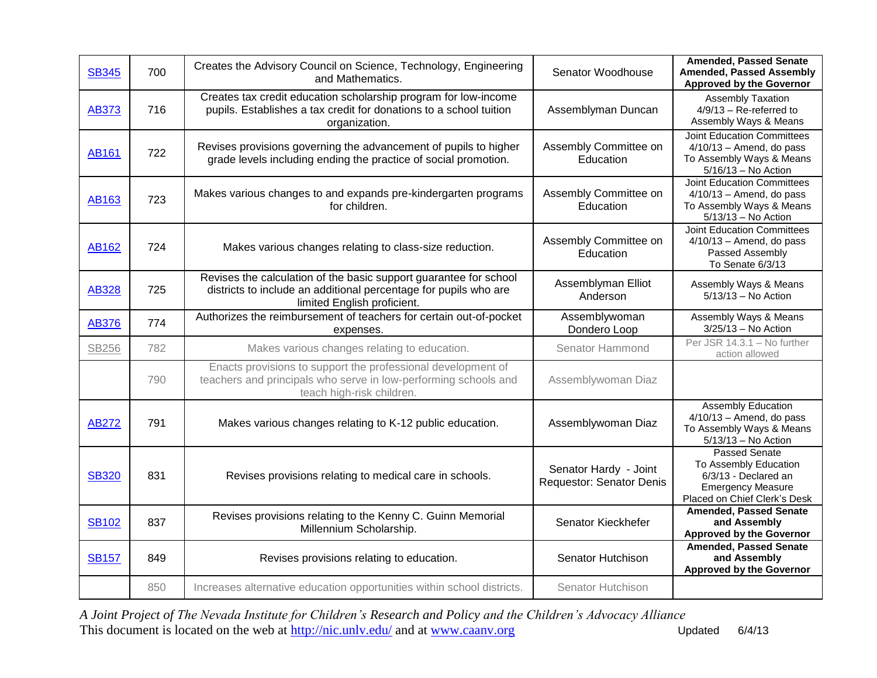| | | | | |
|---|---|---|---|---|
| SB345 | 700 | Creates the Advisory Council on Science, Technology, Engineering and Mathematics. | Senator Woodhouse | **Amended, Passed Senate Amended, Passed Assembly Approved by the Governor** |
| AB373 | 716 | Creates tax credit education scholarship program for low-income pupils. Establishes a tax credit for donations to a school tuition organization. | Assemblyman Duncan | Assembly Taxation 4/9/13 – Re-referred to Assembly Ways & Means |
| AB161 | 722 | Revises provisions governing the advancement of pupils to higher grade levels including ending the practice of social promotion. | Assembly Committee on Education | Joint Education Committees 4/10/13 – Amend, do pass To Assembly Ways & Means 5/16/13 – No Action |
| AB163 | 723 | Makes various changes to and expands pre-kindergarten programs for children. | Assembly Committee on Education | Joint Education Committees 4/10/13 – Amend, do pass To Assembly Ways & Means 5/13/13 – No Action |
| AB162 | 724 | Makes various changes relating to class-size reduction. | Assembly Committee on Education | Joint Education Committees 4/10/13 – Amend, do pass Passed Assembly To Senate 6/3/13 |
| AB328 | 725 | Revises the calculation of the basic support guarantee for school districts to include an additional percentage for pupils who are limited English proficient. | Assemblyman Elliot Anderson | Assembly Ways & Means 5/13/13 – No Action |
| AB376 | 774 | Authorizes the reimbursement of teachers for certain out-of-pocket expenses. | Assemblywoman Dondero Loop | Assembly Ways & Means 3/25/13 – No Action |
| SB256 | 782 | Makes various changes relating to education. | Senator Hammond | Per JSR 14.3.1 – No further action allowed |
| | 790 | Enacts provisions to support the professional development of teachers and principals who serve in low-performing schools and teach high-risk children. | Assemblywoman Diaz | |
| AB272 | 791 | Makes various changes relating to K-12 public education. | Assemblywoman Diaz | Assembly Education 4/10/13 – Amend, do pass To Assembly Ways & Means 5/13/13 – No Action |
| SB320 | 831 | Revises provisions relating to medical care in schools. | Senator Hardy - Joint Requestor: Senator Denis | Passed Senate To Assembly Education 6/3/13 - Declared an Emergency Measure Placed on Chief Clerk's Desk |
| SB102 | 837 | Revises provisions relating to the Kenny C. Guinn Memorial Millennium Scholarship. | Senator Kieckhefer | **Amended, Passed Senate and Assembly Approved by the Governor** |
| SB157 | 849 | Revises provisions relating to education. | Senator Hutchison | **Amended, Passed Senate and Assembly Approved by the Governor** |
| | 850 | Increases alternative education opportunities within school districts. | Senator Hutchison | |

*A Joint Project of The Nevada Institute for Children's Research and Policy and the Children's Advocacy Alliance*
This document is located on the web at http://nic.unlv.edu/ and at www.caanv.org Updated 6/4/13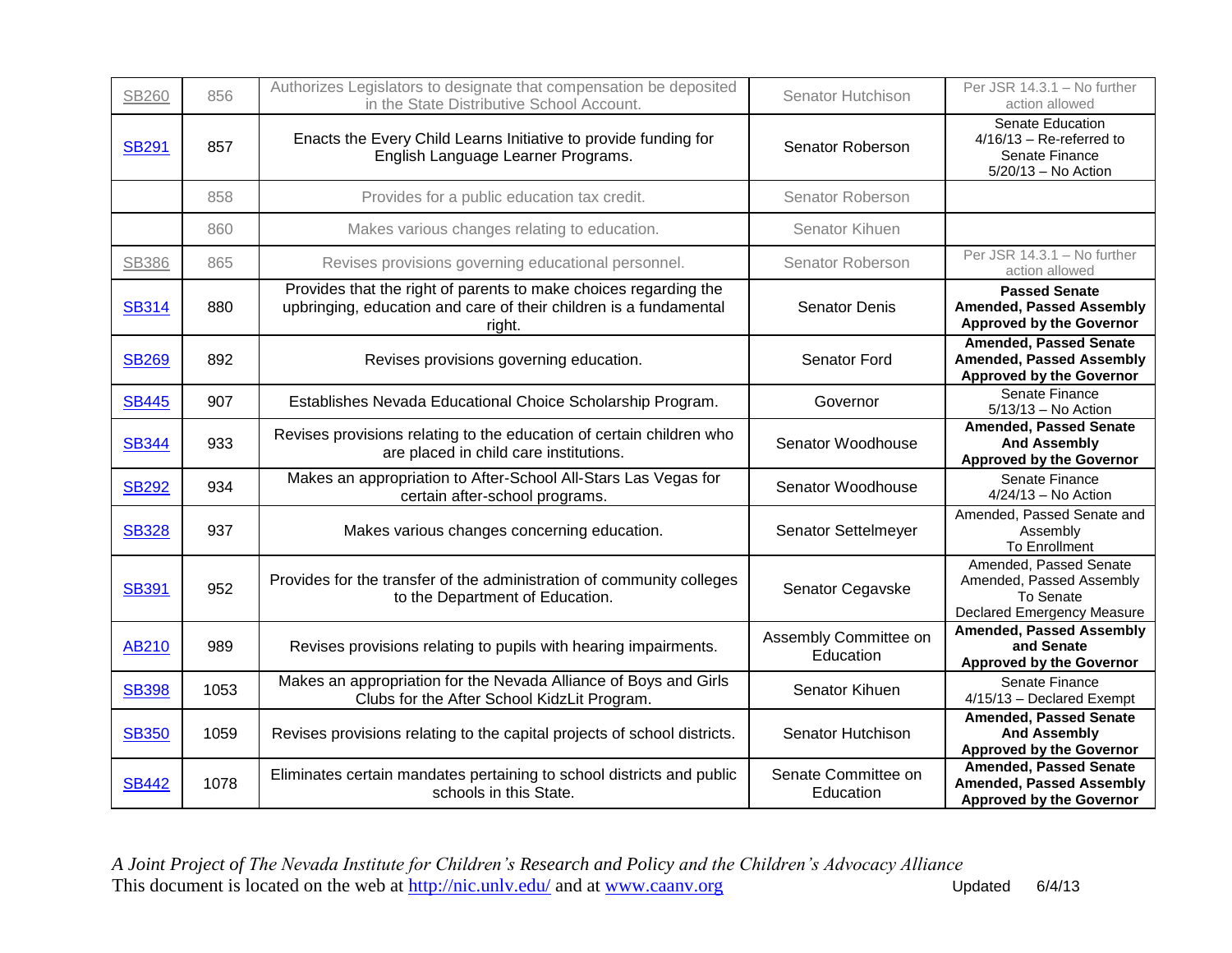| SB260 | 856 | Authorizes Legislators to designate that compensation be deposited in the State Distributive School Account. | Senator Hutchison | Per JSR 14.3.1 – No further action allowed |
|---|---|---|---|---|
| SB291 | 857 | Enacts the Every Child Learns Initiative to provide funding for English Language Learner Programs. | Senator Roberson | Senate Education 4/16/13 – Re-referred to Senate Finance 5/20/13 – No Action |
| | 858 | Provides for a public education tax credit. | Senator Roberson | |
| | 860 | Makes various changes relating to education. | Senator Kihuen | |
| SB386 | 865 | Revises provisions governing educational personnel. | Senator Roberson | Per JSR 14.3.1 – No further action allowed |
| SB314 | 880 | Provides that the right of parents to make choices regarding the upbringing, education and care of their children is a fundamental right. | Senator Denis | **Passed Senate Amended, Passed Assembly Approved by the Governor** |
| SB269 | 892 | Revises provisions governing education. | Senator Ford | **Amended, Passed Senate Amended, Passed Assembly Approved by the Governor** |
| SB445 | 907 | Establishes Nevada Educational Choice Scholarship Program. | Governor | Senate Finance 5/13/13 – No Action |
| SB344 | 933 | Revises provisions relating to the education of certain children who are placed in child care institutions. | Senator Woodhouse | **Amended, Passed Senate And Assembly Approved by the Governor** |
| SB292 | 934 | Makes an appropriation to After-School All-Stars Las Vegas for certain after-school programs. | Senator Woodhouse | Senate Finance 4/24/13 – No Action |
| SB328 | 937 | Makes various changes concerning education. | Senator Settelmeyer | Amended, Passed Senate and Assembly To Enrollment |
| SB391 | 952 | Provides for the transfer of the administration of community colleges to the Department of Education. | Senator Cegavske | Amended, Passed Senate Amended, Passed Assembly To Senate Declared Emergency Measure |
| AB210 | 989 | Revises provisions relating to pupils with hearing impairments. | Assembly Committee on Education | **Amended, Passed Assembly and Senate Approved by the Governor** |
| SB398 | 1053 | Makes an appropriation for the Nevada Alliance of Boys and Girls Clubs for the After School KidzLit Program. | Senator Kihuen | Senate Finance 4/15/13 – Declared Exempt |
| SB350 | 1059 | Revises provisions relating to the capital projects of school districts. | Senator Hutchison | **Amended, Passed Senate And Assembly Approved by the Governor** |
| SB442 | 1078 | Eliminates certain mandates pertaining to school districts and public schools in this State. | Senate Committee on Education | **Amended, Passed Senate Amended, Passed Assembly Approved by the Governor** |

*A Joint Project of The Nevada Institute for Children's Research and Policy and the Children's Advocacy Alliance*
This document is located on the web at http://nic.unlv.edu/ and at www.caanv.org Updated 6/4/13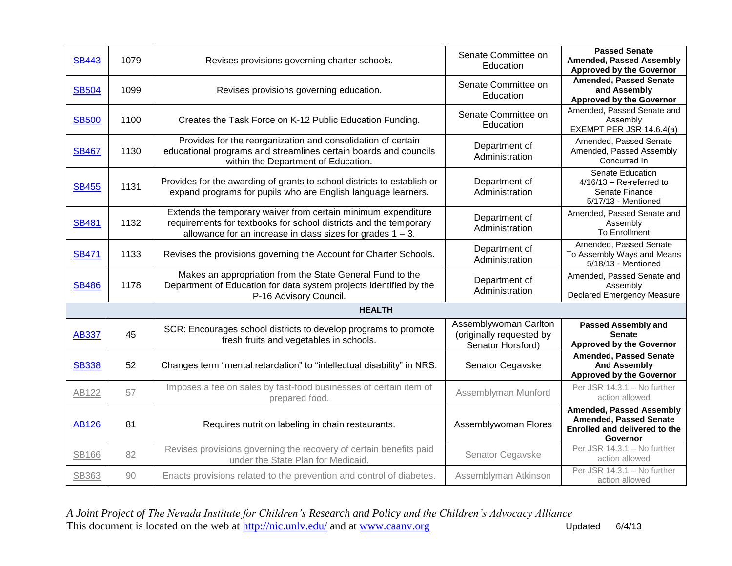| | | | | |
|---|---|---|---|---|
| SB443 | 1079 | Revises provisions governing charter schools. | Senate Committee on Education | **Passed Senate Amended, Passed Assembly Approved by the Governor** |
| SB504 | 1099 | Revises provisions governing education. | Senate Committee on Education | **Amended, Passed Senate and Assembly Approved by the Governor** |
| SB500 | 1100 | Creates the Task Force on K-12 Public Education Funding. | Senate Committee on Education | Amended, Passed Senate and Assembly EXEMPT PER JSR 14.6.4(a) |
| SB467 | 1130 | Provides for the reorganization and consolidation of certain educational programs and streamlines certain boards and councils within the Department of Education. | Department of Administration | Amended, Passed Senate Amended, Passed Assembly Concurred In |
| SB455 | 1131 | Provides for the awarding of grants to school districts to establish or expand programs for pupils who are English language learners. | Department of Administration | Senate Education 4/16/13 – Re-referred to Senate Finance 5/17/13 - Mentioned |
| SB481 | 1132 | Extends the temporary waiver from certain minimum expenditure requirements for textbooks for school districts and the temporary allowance for an increase in class sizes for grades 1 – 3. | Department of Administration | Amended, Passed Senate and Assembly To Enrollment |
| SB471 | 1133 | Revises the provisions governing the Account for Charter Schools. | Department of Administration | Amended, Passed Senate To Assembly Ways and Means 5/18/13 - Mentioned |
| SB486 | 1178 | Makes an appropriation from the State General Fund to the Department of Education for data system projects identified by the P-16 Advisory Council. | Department of Administration | Amended, Passed Senate and Assembly Declared Emergency Measure |
| **HEALTH** | | | | |
| AB337 | 45 | SCR: Encourages school districts to develop programs to promote fresh fruits and vegetables in schools. | Assemblywoman Carlton (originally requested by Senator Horsford) | **Passed Assembly and Senate Approved by the Governor** |
| SB338 | 52 | Changes term “mental retardation” to “intellectual disability” in NRS. | Senator Cegavske | **Amended, Passed Senate And Assembly Approved by the Governor** |
| AB122 | 57 | Imposes a fee on sales by fast-food businesses of certain item of prepared food. | Assemblyman Munford | Per JSR 14.3.1 – No further action allowed |
| AB126 | 81 | Requires nutrition labeling in chain restaurants. | Assemblywoman Flores | **Amended, Passed Assembly Amended, Passed Senate Enrolled and delivered to the Governor** |
| SB166 | 82 | Revises provisions governing the recovery of certain benefits paid under the State Plan for Medicaid. | Senator Cegavske | Per JSR 14.3.1 – No further action allowed |
| SB363 | 90 | Enacts provisions related to the prevention and control of diabetes. | Assemblyman Atkinson | Per JSR 14.3.1 – No further action allowed |

*A Joint Project of The Nevada Institute for Children's Research and Policy and the Children's Advocacy Alliance*
This document is located on the web at http://nic.unlv.edu/ and at www.caanv.org Updated 6/4/13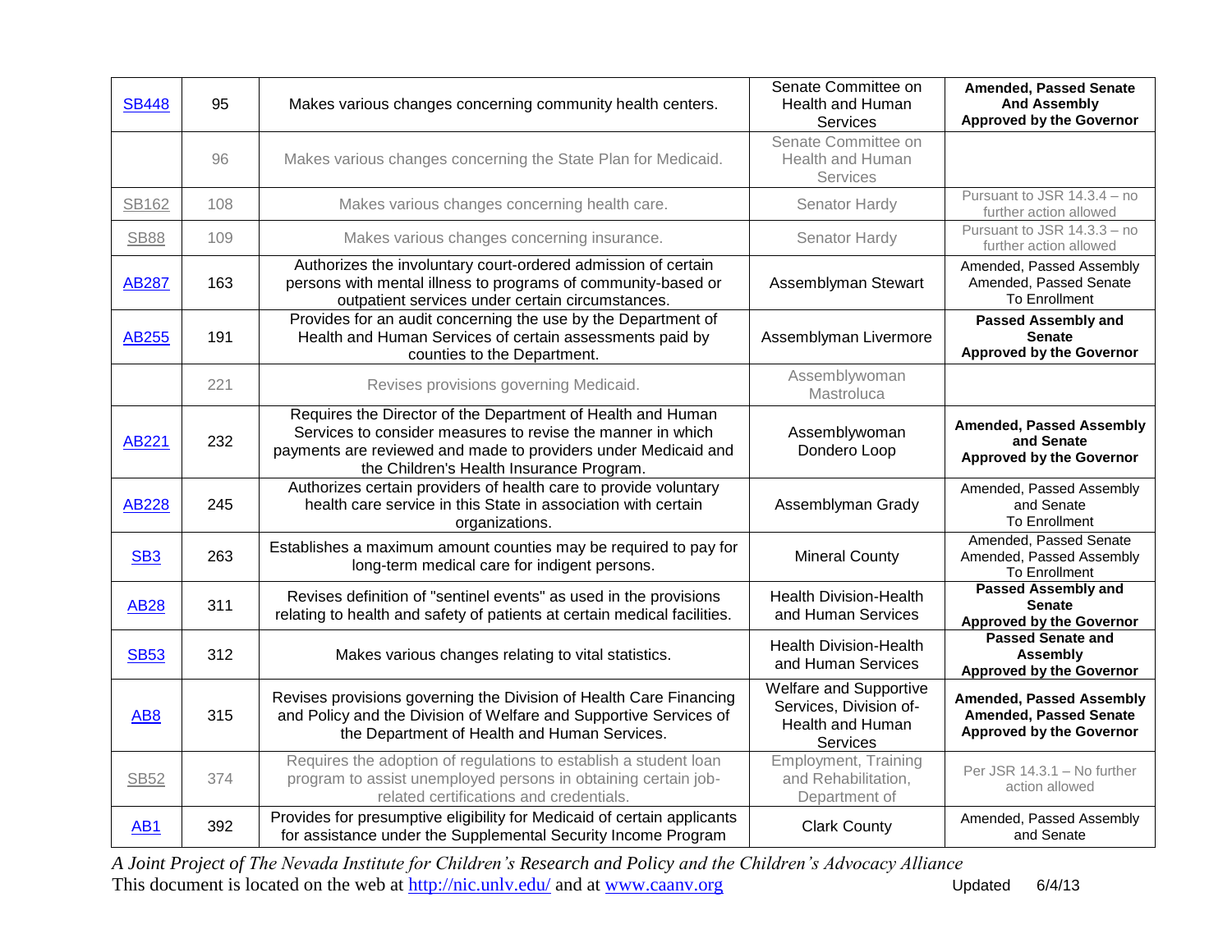| | | | | |
|---|---|---|---|---|
| SB448 | 95 | Makes various changes concerning community health centers. | Senate Committee on Health and Human Services | **Amended, Passed Senate And Assembly Approved by the Governor** |
| | 96 | Makes various changes concerning the State Plan for Medicaid. | Senate Committee on Health and Human Services | |
| SB162 | 108 | Makes various changes concerning health care. | Senator Hardy | Pursuant to JSR 14.3.4 – no further action allowed |
| SB88 | 109 | Makes various changes concerning insurance. | Senator Hardy | Pursuant to JSR 14.3.3 – no further action allowed |
| AB287 | 163 | Authorizes the involuntary court-ordered admission of certain persons with mental illness to programs of community-based or outpatient services under certain circumstances. | Assemblyman Stewart | Amended, Passed Assembly Amended, Passed Senate To Enrollment |
| AB255 | 191 | Provides for an audit concerning the use by the Department of Health and Human Services of certain assessments paid by counties to the Department. | Assemblyman Livermore | **Passed Assembly and Senate Approved by the Governor** |
| | 221 | Revises provisions governing Medicaid. | Assemblywoman Mastroluca | |
| AB221 | 232 | Requires the Director of the Department of Health and Human Services to consider measures to revise the manner in which payments are reviewed and made to providers under Medicaid and the Children's Health Insurance Program. | Assemblywoman Dondero Loop | **Amended, Passed Assembly and Senate Approved by the Governor** |
| AB228 | 245 | Authorizes certain providers of health care to provide voluntary health care service in this State in association with certain organizations. | Assemblyman Grady | Amended, Passed Assembly and Senate To Enrollment |
| SB3 | 263 | Establishes a maximum amount counties may be required to pay for long-term medical care for indigent persons. | Mineral County | Amended, Passed Senate Amended, Passed Assembly To Enrollment |
| AB28 | 311 | Revises definition of "sentinel events" as used in the provisions relating to health and safety of patients at certain medical facilities. | Health Division-Health and Human Services | **Passed Assembly and Senate Approved by the Governor** |
| SB53 | 312 | Makes various changes relating to vital statistics. | Health Division-Health and Human Services | **Passed Senate and Assembly Approved by the Governor** |
| AB8 | 315 | Revises provisions governing the Division of Health Care Financing and Policy and the Division of Welfare and Supportive Services of the Department of Health and Human Services. | Welfare and Supportive Services, Division of-Health and Human Services | **Amended, Passed Assembly Amended, Passed Senate Approved by the Governor** |
| SB52 | 374 | Requires the adoption of regulations to establish a student loan program to assist unemployed persons in obtaining certain job-related certifications and credentials. | Employment, Training and Rehabilitation, Department of | Per JSR 14.3.1 – No further action allowed |
| AB1 | 392 | Provides for presumptive eligibility for Medicaid of certain applicants for assistance under the Supplemental Security Income Program | Clark County | Amended, Passed Assembly and Senate |

*A Joint Project of The Nevada Institute for Children's Research and Policy and the Children's Advocacy Alliance*

This document is located on the web at http://nic.unlv.edu/ and at www.caanv.org Updated 6/4/13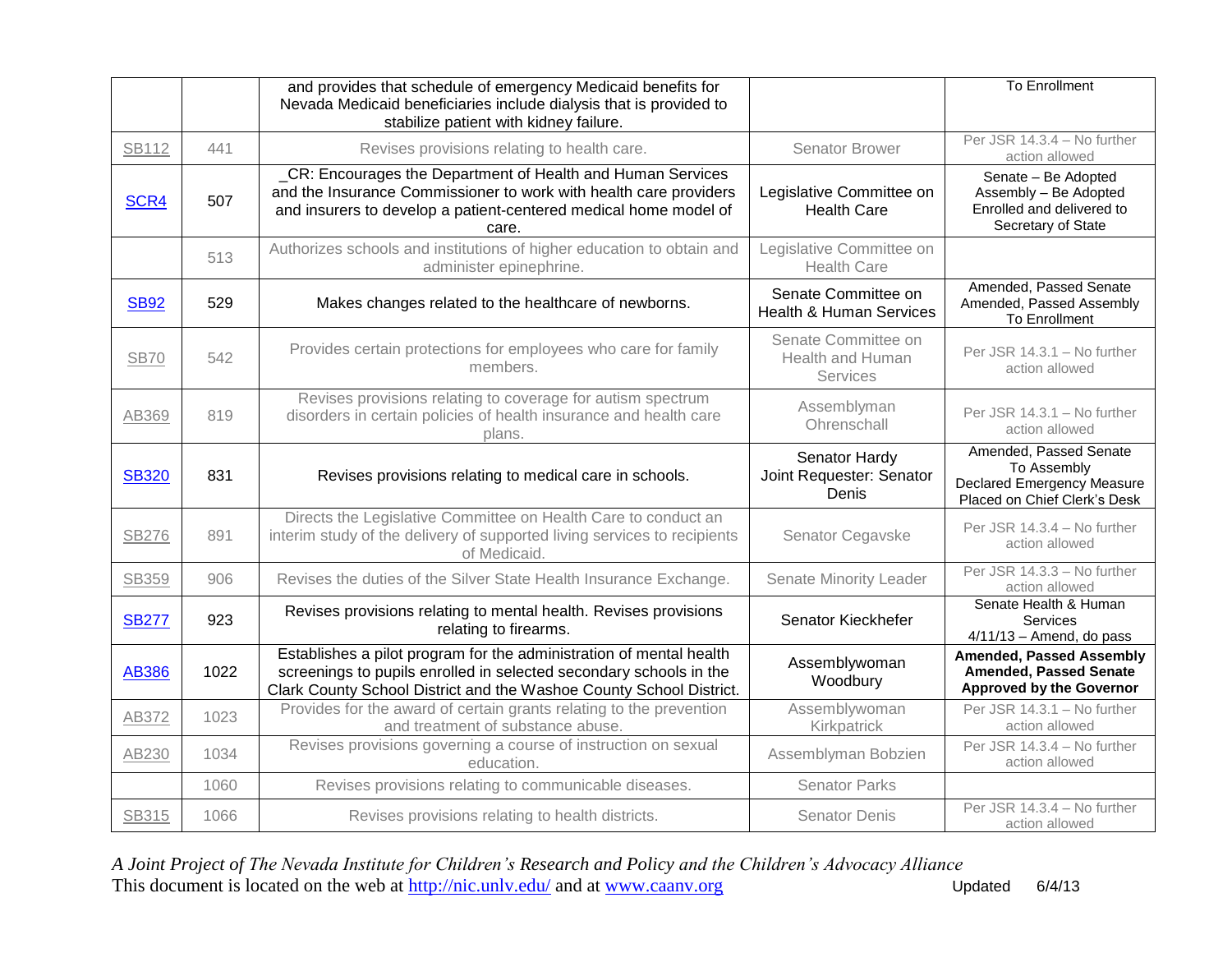| | | | | |
|---|---|---|---|---|
| | | and provides that schedule of emergency Medicaid benefits for Nevada Medicaid beneficiaries include dialysis that is provided to stabilize patient with kidney failure. | | To Enrollment |
| SB112 | 441 | Revises provisions relating to health care. | Senator Brower | Per JSR 14.3.4 – No further action allowed |
| SCR4 | 507 | _CR: Encourages the Department of Health and Human Services and the Insurance Commissioner to work with health care providers and insurers to develop a patient-centered medical home model of care. | Legislative Committee on Health Care | Senate – Be Adopted<br>Assembly – Be Adopted<br>Enrolled and delivered to Secretary of State |
| | 513 | Authorizes schools and institutions of higher education to obtain and administer epinephrine. | Legislative Committee on Health Care | |
| SB92 | 529 | Makes changes related to the healthcare of newborns. | Senate Committee on Health & Human Services | Amended, Passed Senate<br>Amended, Passed Assembly<br>To Enrollment |
| SB70 | 542 | Provides certain protections for employees who care for family members. | Senate Committee on Health and Human Services | Per JSR 14.3.1 – No further action allowed |
| AB369 | 819 | Revises provisions relating to coverage for autism spectrum disorders in certain policies of health insurance and health care plans. | Assemblyman Ohrenschall | Per JSR 14.3.1 – No further action allowed |
| SB320 | 831 | Revises provisions relating to medical care in schools. | Senator Hardy<br>Joint Requester: Senator Denis | Amended, Passed Senate<br>To Assembly<br>Declared Emergency Measure<br>Placed on Chief Clerk's Desk |
| SB276 | 891 | Directs the Legislative Committee on Health Care to conduct an interim study of the delivery of supported living services to recipients of Medicaid. | Senator Cegavske | Per JSR 14.3.4 – No further action allowed |
| SB359 | 906 | Revises the duties of the Silver State Health Insurance Exchange. | Senate Minority Leader | Per JSR 14.3.3 – No further action allowed |
| SB277 | 923 | Revises provisions relating to mental health. Revises provisions relating to firearms. | Senator Kieckhefer | Senate Health & Human Services<br>4/11/13 – Amend, do pass |
| AB386 | 1022 | Establishes a pilot program for the administration of mental health screenings to pupils enrolled in selected secondary schools in the Clark County School District and the Washoe County School District. | Assemblywoman Woodbury | **Amended, Passed Assembly**<br>**Amended, Passed Senate**<br>**Approved by the Governor** |
| AB372 | 1023 | Provides for the award of certain grants relating to the prevention and treatment of substance abuse. | Assemblywoman Kirkpatrick | Per JSR 14.3.1 – No further action allowed |
| AB230 | 1034 | Revises provisions governing a course of instruction on sexual education. | Assemblyman Bobzien | Per JSR 14.3.4 – No further action allowed |
| | 1060 | Revises provisions relating to communicable diseases. | Senator Parks | |
| SB315 | 1066 | Revises provisions relating to health districts. | Senator Denis | Per JSR 14.3.4 – No further action allowed |

*A Joint Project of The Nevada Institute for Children's Research and Policy and the Children's Advocacy Alliance*
This document is located on the web at http://nic.unlv.edu/ and at www.caanv.org Updated 6/4/13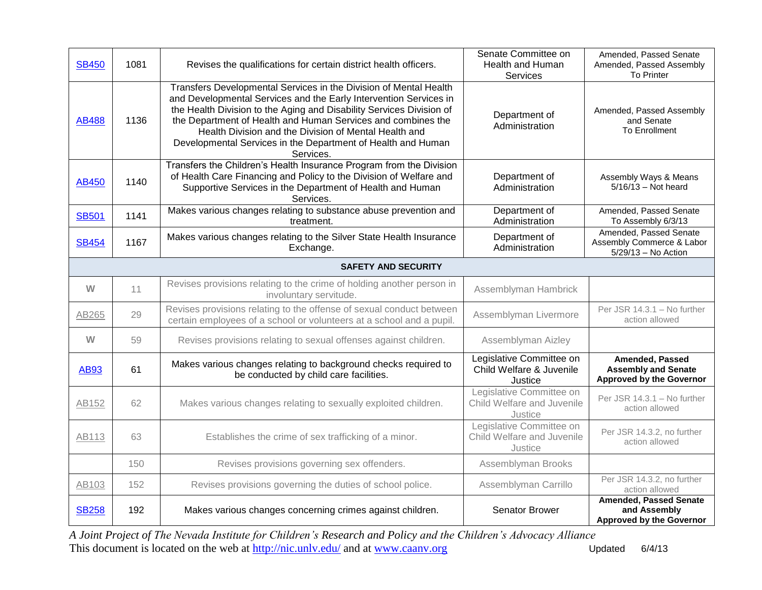| | | | | |
|---|---|---|---|---|
| SB450 | 1081 | Revises the qualifications for certain district health officers. | Senate Committee on Health and Human Services | Amended, Passed Senate Amended, Passed Assembly To Printer |
| AB488 | 1136 | Transfers Developmental Services in the Division of Mental Health and Developmental Services and the Early Intervention Services in the Health Division to the Aging and Disability Services Division of the Department of Health and Human Services and combines the Health Division and the Division of Mental Health and Developmental Services in the Department of Health and Human Services. | Department of Administration | Amended, Passed Assembly and Senate To Enrollment |
| AB450 | 1140 | Transfers the Children's Health Insurance Program from the Division of Health Care Financing and Policy to the Division of Welfare and Supportive Services in the Department of Health and Human Services. | Department of Administration | Assembly Ways & Means 5/16/13 – Not heard |
| SB501 | 1141 | Makes various changes relating to substance abuse prevention and treatment. | Department of Administration | Amended, Passed Senate To Assembly 6/3/13 |
| SB454 | 1167 | Makes various changes relating to the Silver State Health Insurance Exchange. | Department of Administration | Amended, Passed Senate Assembly Commerce & Labor 5/29/13 – No Action |
| **SAFETY AND SECURITY** | | | | |
| W | 11 | Revises provisions relating to the crime of holding another person in involuntary servitude. | Assemblyman Hambrick | |
| AB265 | 29 | Revises provisions relating to the offense of sexual conduct between certain employees of a school or volunteers at a school and a pupil. | Assemblyman Livermore | Per JSR 14.3.1 – No further action allowed |
| W | 59 | Revises provisions relating to sexual offenses against children. | Assemblyman Aizley | |
| AB93 | 61 | Makes various changes relating to background checks required to be conducted by child care facilities. | Legislative Committee on Child Welfare & Juvenile Justice | **Amended, Passed Assembly and Senate Approved by the Governor** |
| AB152 | 62 | Makes various changes relating to sexually exploited children. | Legislative Committee on Child Welfare and Juvenile Justice | Per JSR 14.3.1 – No further action allowed |
| AB113 | 63 | Establishes the crime of sex trafficking of a minor. | Legislative Committee on Child Welfare and Juvenile Justice | Per JSR 14.3.2, no further action allowed |
| | 150 | Revises provisions governing sex offenders. | Assemblyman Brooks | |
| AB103 | 152 | Revises provisions governing the duties of school police. | Assemblyman Carrillo | Per JSR 14.3.2, no further action allowed |
| SB258 | 192 | Makes various changes concerning crimes against children. | Senator Brower | **Amended, Passed Senate and Assembly Approved by the Governor** |

*A Joint Project of The Nevada Institute for Children's Research and Policy and the Children's Advocacy Alliance*
This document is located on the web at http://nic.unlv.edu/ and at www.caanv.org Updated 6/4/13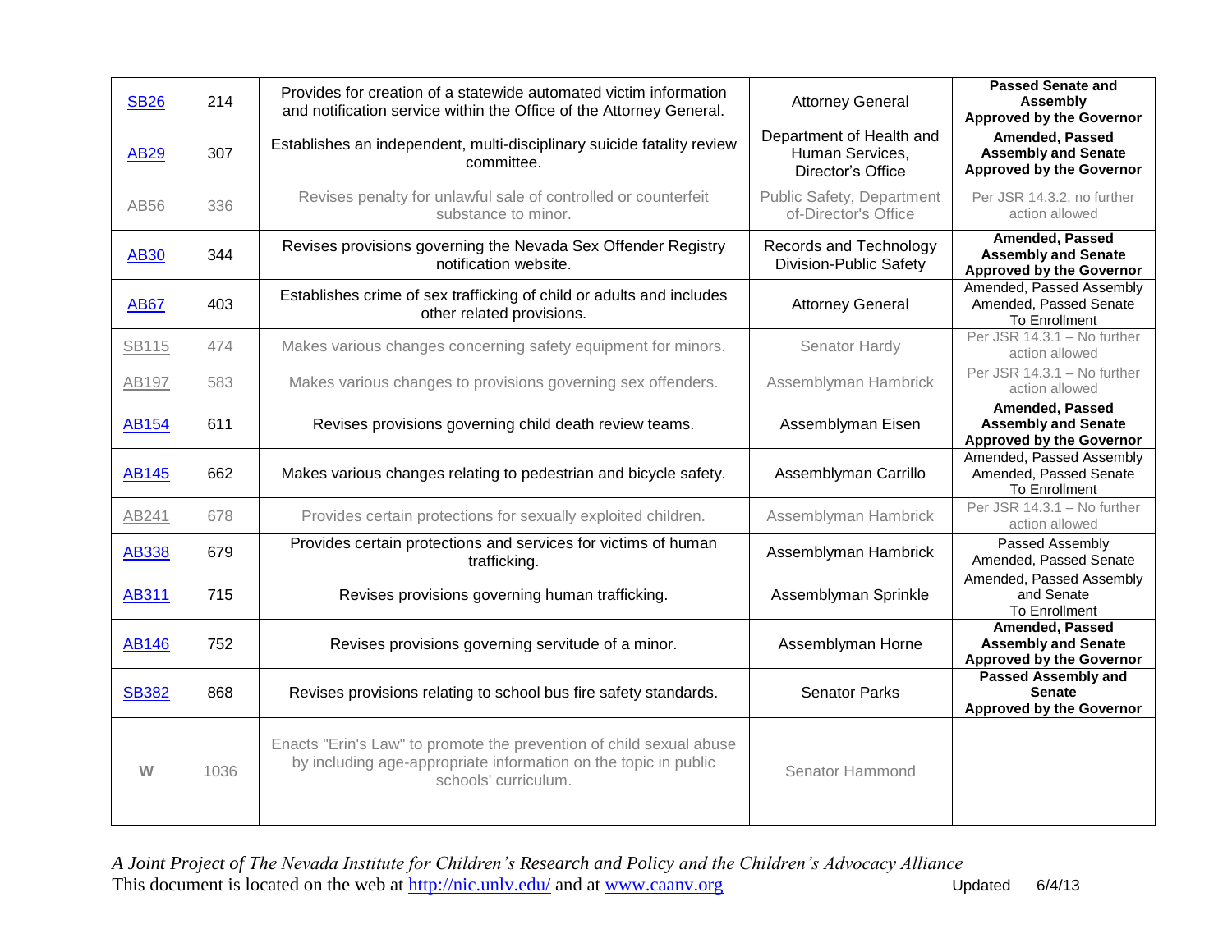| | | | | |
|---|---|---|---|---|
| SB26 | 214 | Provides for creation of a statewide automated victim information and notification service within the Office of the Attorney General. | Attorney General | **Passed Senate and Assembly Approved by the Governor** |
| AB29 | 307 | Establishes an independent, multi-disciplinary suicide fatality review committee. | Department of Health and Human Services, Director's Office | **Amended, Passed Assembly and Senate Approved by the Governor** |
| AB56 | 336 | Revises penalty for unlawful sale of controlled or counterfeit substance to minor. | Public Safety, Department of-Director's Office | Per JSR 14.3.2, no further action allowed |
| AB30 | 344 | Revises provisions governing the Nevada Sex Offender Registry notification website. | Records and Technology Division-Public Safety | **Amended, Passed Assembly and Senate Approved by the Governor** |
| AB67 | 403 | Establishes crime of sex trafficking of child or adults and includes other related provisions. | Attorney General | Amended, Passed Assembly Amended, Passed Senate To Enrollment |
| SB115 | 474 | Makes various changes concerning safety equipment for minors. | Senator Hardy | Per JSR 14.3.1 – No further action allowed |
| AB197 | 583 | Makes various changes to provisions governing sex offenders. | Assemblyman Hambrick | Per JSR 14.3.1 – No further action allowed |
| AB154 | 611 | Revises provisions governing child death review teams. | Assemblyman Eisen | **Amended, Passed Assembly and Senate Approved by the Governor** |
| AB145 | 662 | Makes various changes relating to pedestrian and bicycle safety. | Assemblyman Carrillo | Amended, Passed Assembly Amended, Passed Senate To Enrollment |
| AB241 | 678 | Provides certain protections for sexually exploited children. | Assemblyman Hambrick | Per JSR 14.3.1 – No further action allowed |
| AB338 | 679 | Provides certain protections and services for victims of human trafficking. | Assemblyman Hambrick | Passed Assembly Amended, Passed Senate |
| AB311 | 715 | Revises provisions governing human trafficking. | Assemblyman Sprinkle | Amended, Passed Assembly and Senate To Enrollment |
| AB146 | 752 | Revises provisions governing servitude of a minor. | Assemblyman Horne | **Amended, Passed Assembly and Senate Approved by the Governor** |
| SB382 | 868 | Revises provisions relating to school bus fire safety standards. | Senator Parks | **Passed Assembly and Senate Approved by the Governor** |
| W | 1036 | Enacts "Erin's Law" to promote the prevention of child sexual abuse by including age-appropriate information on the topic in public schools' curriculum. | Senator Hammond | |

*A Joint Project of The Nevada Institute for Children's Research and Policy and the Children's Advocacy Alliance*
This document is located on the web at http://nic.unlv.edu/ and at www.caanv.org Updated 6/4/13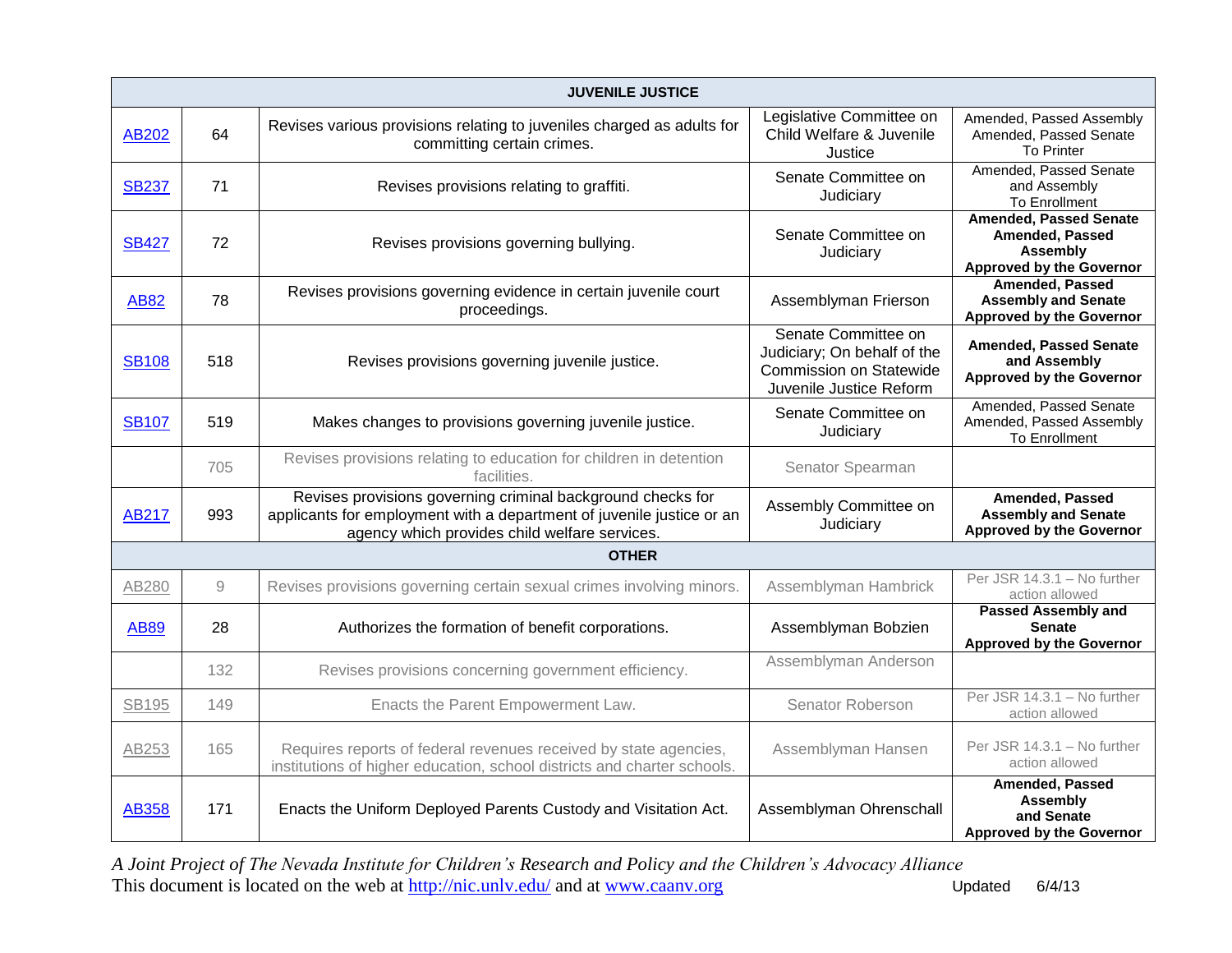| JUVENILE JUSTICE | | | | |
|---|---|---|---|---|
| AB202 | 64 | Revises various provisions relating to juveniles charged as adults for committing certain crimes. | Legislative Committee on Child Welfare & Juvenile Justice | Amended, Passed Assembly Amended, Passed Senate To Printer |
| SB237 | 71 | Revises provisions relating to graffiti. | Senate Committee on Judiciary | Amended, Passed Senate and Assembly To Enrollment |
| SB427 | 72 | Revises provisions governing bullying. | Senate Committee on Judiciary | **Amended, Passed Senate Amended, Passed Assembly Approved by the Governor** |
| AB82 | 78 | Revises provisions governing evidence in certain juvenile court proceedings. | Assemblyman Frierson | **Amended, Passed Assembly and Senate Approved by the Governor** |
| SB108 | 518 | Revises provisions governing juvenile justice. | Senate Committee on Judiciary; On behalf of the Commission on Statewide Juvenile Justice Reform | **Amended, Passed Senate and Assembly Approved by the Governor** |
| SB107 | 519 | Makes changes to provisions governing juvenile justice. | Senate Committee on Judiciary | Amended, Passed Senate Amended, Passed Assembly To Enrollment |
| | 705 | Revises provisions relating to education for children in detention facilities. | Senator Spearman | |
| AB217 | 993 | Revises provisions governing criminal background checks for applicants for employment with a department of juvenile justice or an agency which provides child welfare services. | Assembly Committee on Judiciary | **Amended, Passed Assembly and Senate Approved by the Governor** |
| **OTHER** | | | | |
| AB280 | 9 | Revises provisions governing certain sexual crimes involving minors. | Assemblyman Hambrick | Per JSR 14.3.1 – No further action allowed |
| AB89 | 28 | Authorizes the formation of benefit corporations. | Assemblyman Bobzien | **Passed Assembly and Senate Approved by the Governor** |
| | 132 | Revises provisions concerning government efficiency. | Assemblyman Anderson | |
| SB195 | 149 | Enacts the Parent Empowerment Law. | Senator Roberson | Per JSR 14.3.1 – No further action allowed |
| AB253 | 165 | Requires reports of federal revenues received by state agencies, institutions of higher education, school districts and charter schools. | Assemblyman Hansen | Per JSR 14.3.1 – No further action allowed |
| AB358 | 171 | Enacts the Uniform Deployed Parents Custody and Visitation Act. | Assemblyman Ohrenschall | **Amended, Passed Assembly and Senate Approved by the Governor** |

*A Joint Project of The Nevada Institute for Children's Research and Policy and the Children's Advocacy Alliance*
This document is located on the web at http://nic.unlv.edu/ and at www.caanv.org Updated 6/4/13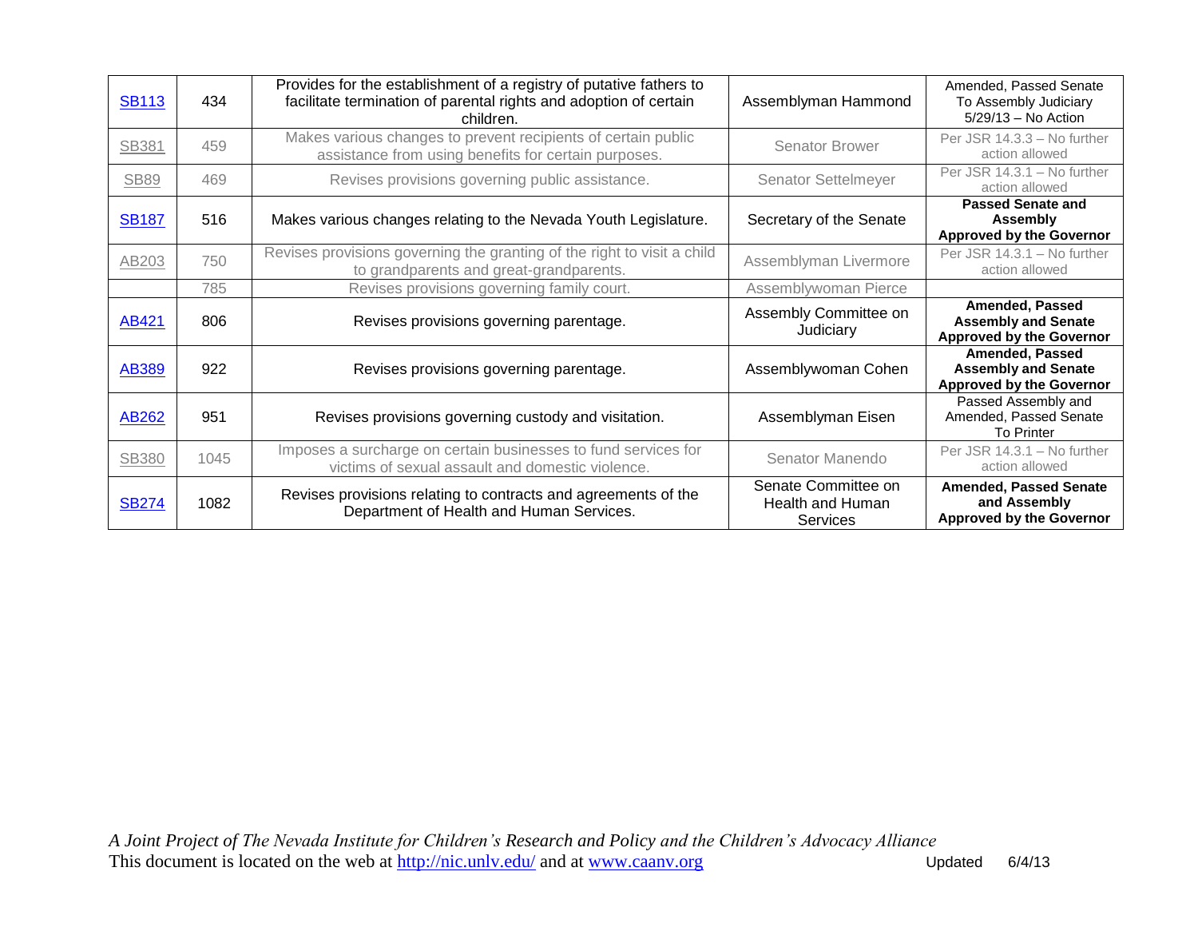| | | | | |
|---|---|---|---|---|
| SB113 | 434 | Provides for the establishment of a registry of putative fathers to facilitate termination of parental rights and adoption of certain children. | Assemblyman Hammond | Amended, Passed Senate To Assembly Judiciary 5/29/13 – No Action |
| SB381 | 459 | Makes various changes to prevent recipients of certain public assistance from using benefits for certain purposes. | Senator Brower | Per JSR 14.3.3 – No further action allowed |
| SB89 | 469 | Revises provisions governing public assistance. | Senator Settelmeyer | Per JSR 14.3.1 – No further action allowed |
| SB187 | 516 | Makes various changes relating to the Nevada Youth Legislature. | Secretary of the Senate | **Passed Senate and Assembly Approved by the Governor** |
| AB203 | 750 | Revises provisions governing the granting of the right to visit a child to grandparents and great-grandparents. | Assemblyman Livermore | Per JSR 14.3.1 – No further action allowed |
| | 785 | Revises provisions governing family court. | Assemblywoman Pierce | |
| AB421 | 806 | Revises provisions governing parentage. | Assembly Committee on Judiciary | **Amended, Passed Assembly and Senate Approved by the Governor** |
| AB389 | 922 | Revises provisions governing parentage. | Assemblywoman Cohen | **Amended, Passed Assembly and Senate Approved by the Governor** |
| AB262 | 951 | Revises provisions governing custody and visitation. | Assemblyman Eisen | Passed Assembly and Amended, Passed Senate To Printer |
| SB380 | 1045 | Imposes a surcharge on certain businesses to fund services for victims of sexual assault and domestic violence. | Senator Manendo | Per JSR 14.3.1 – No further action allowed |
| SB274 | 1082 | Revises provisions relating to contracts and agreements of the Department of Health and Human Services. | Senate Committee on Health and Human Services | **Amended, Passed Senate and Assembly Approved by the Governor** |

*A Joint Project of The Nevada Institute for Children's Research and Policy and the Children's Advocacy Alliance*
This document is located on the web at http://nic.unlv.edu/ and at www.caanv.org Updated 6/4/13